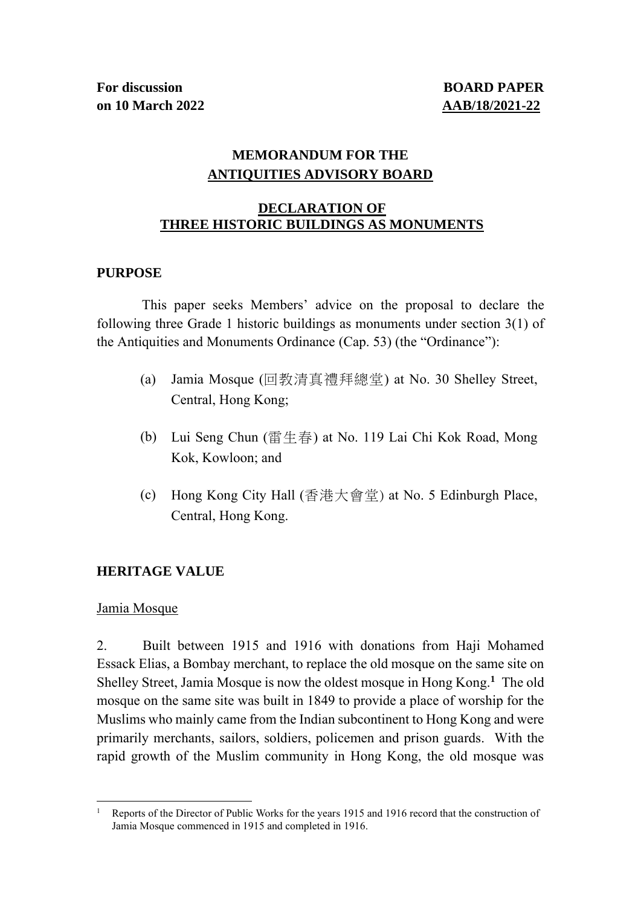**For discussion on 10 March 2022**

**BOARD PAPER AAB/18/2021-22**

# MEMORANDUM FOR THE ANTIQUITIES ADVISORY BOARD

## DECLARATION OF THREE HISTORIC BUILDINGS AS MONUMENTS

### PURPOSE

This paper seeks Members' advice on the proposal to declare the following three Grade 1 historic buildings as monuments under section 3(1) of the Antiquities and Monuments Ordinance (Cap. 53) (the "Ordinance"):

(a) Jamia Mosque (回教清真禮拜總堂) at No. 30 Shelley Street, Central, Hong Kong;

(b) Lui Seng Chun (雷生春) at No. 119 Lai Chi Kok Road, Mong Kok, Kowloon; and

(c) Hong Kong City Hall (香港大會堂) at No. 5 Edinburgh Place, Central, Hong Kong.

### HERITAGE VALUE

Jamia Mosque

2. Built between 1915 and 1916 with donations from Haji Mohamed Essack Elias, a Bombay merchant, to replace the old mosque on the same site on Shelley Street, Jamia Mosque is now the oldest mosque in Hong Kong.[1] The old mosque on the same site was built in 1849 to provide a place of worship for the Muslims who mainly came from the Indian subcontinent to Hong Kong and were primarily merchants, sailors, soldiers, policemen and prison guards. With the rapid growth of the Muslim community in Hong Kong, the old mosque was

[1] Reports of the Director of Public Works for the years 1915 and 1916 record that the construction of Jamia Mosque commenced in 1915 and completed in 1916.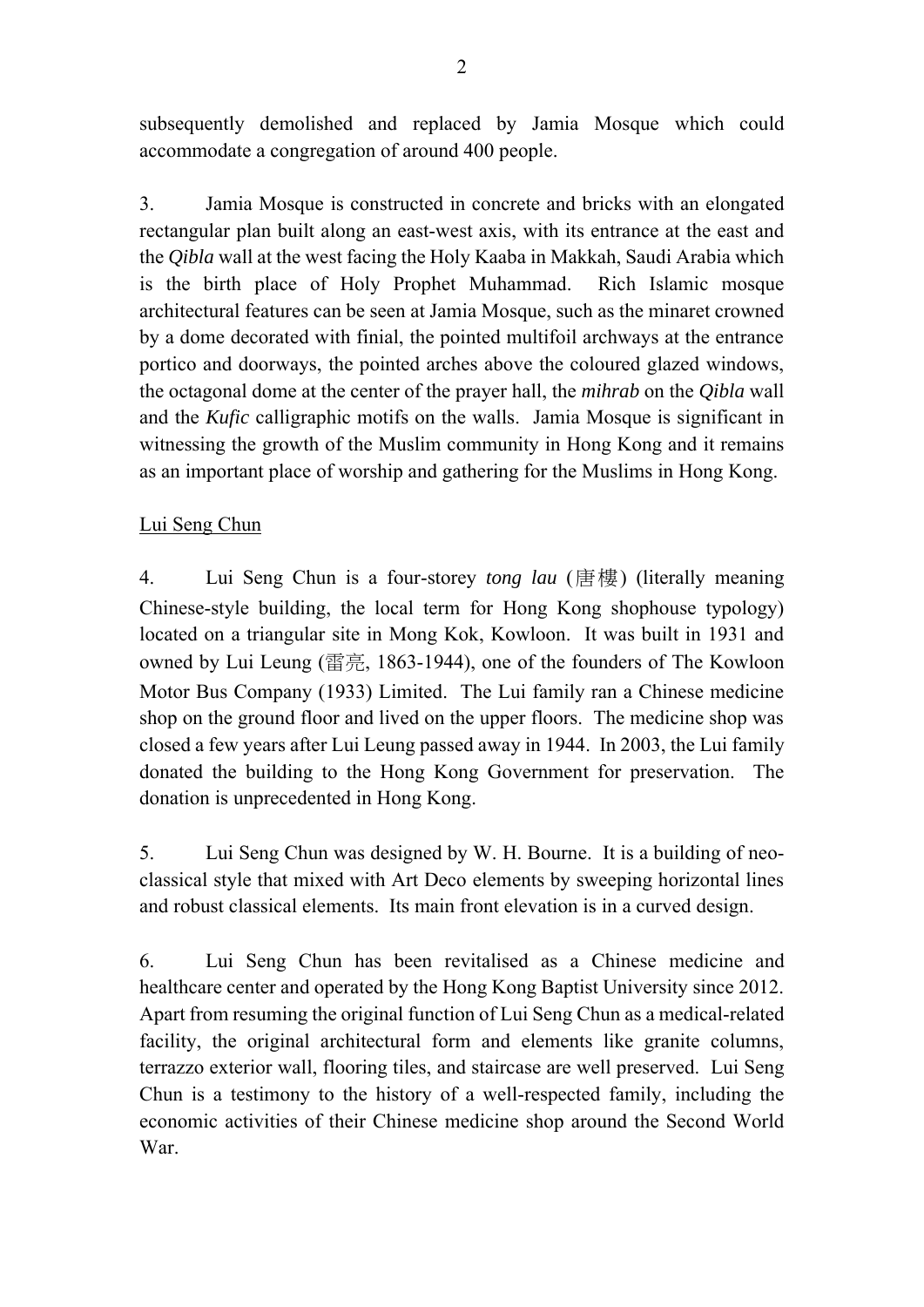subsequently demolished and replaced by Jamia Mosque which could accommodate a congregation of around 400 people.

3. Jamia Mosque is constructed in concrete and bricks with an elongated rectangular plan built along an east-west axis, with its entrance at the east and the *Qibla* wall at the west facing the Holy Kaaba in Makkah, Saudi Arabia which is the birth place of Holy Prophet Muhammad. Rich Islamic mosque architectural features can be seen at Jamia Mosque, such as the minaret crowned by a dome decorated with finial, the pointed multifoil archways at the entrance portico and doorways, the pointed arches above the coloured glazed windows, the octagonal dome at the center of the prayer hall, the *mihrab* on the *Qibla* wall and the *Kufic* calligraphic motifs on the walls. Jamia Mosque is significant in witnessing the growth of the Muslim community in Hong Kong and it remains as an important place of worship and gathering for the Muslims in Hong Kong.

<u>Lui Seng Chun</u>

4. Lui Seng Chun is a four-storey *tong lau* (唐樓) (literally meaning Chinese-style building, the local term for Hong Kong shophouse typology) located on a triangular site in Mong Kok, Kowloon. It was built in 1931 and owned by Lui Leung (雷亮, 1863-1944), one of the founders of The Kowloon Motor Bus Company (1933) Limited. The Lui family ran a Chinese medicine shop on the ground floor and lived on the upper floors. The medicine shop was closed a few years after Lui Leung passed away in 1944. In 2003, the Lui family donated the building to the Hong Kong Government for preservation. The donation is unprecedented in Hong Kong.

5. Lui Seng Chun was designed by W. H. Bourne. It is a building of neo-classical style that mixed with Art Deco elements by sweeping horizontal lines and robust classical elements. Its main front elevation is in a curved design.

6. Lui Seng Chun has been revitalised as a Chinese medicine and healthcare center and operated by the Hong Kong Baptist University since 2012. Apart from resuming the original function of Lui Seng Chun as a medical-related facility, the original architectural form and elements like granite columns, terrazzo exterior wall, flooring tiles, and staircase are well preserved. Lui Seng Chun is a testimony to the history of a well-respected family, including the economic activities of their Chinese medicine shop around the Second World War.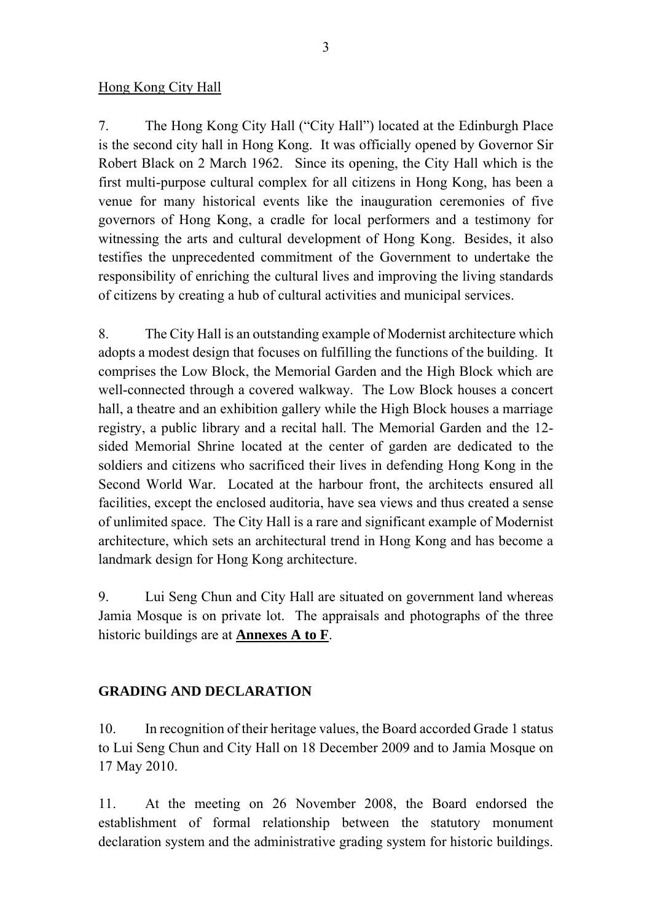<u>Hong Kong City Hall</u>

7. The Hong Kong City Hall ("City Hall") located at the Edinburgh Place is the second city hall in Hong Kong. It was officially opened by Governor Sir Robert Black on 2 March 1962. Since its opening, the City Hall which is the first multi-purpose cultural complex for all citizens in Hong Kong, has been a venue for many historical events like the inauguration ceremonies of five governors of Hong Kong, a cradle for local performers and a testimony for witnessing the arts and cultural development of Hong Kong. Besides, it also testifies the unprecedented commitment of the Government to undertake the responsibility of enriching the cultural lives and improving the living standards of citizens by creating a hub of cultural activities and municipal services.

8. The City Hall is an outstanding example of Modernist architecture which adopts a modest design that focuses on fulfilling the functions of the building. It comprises the Low Block, the Memorial Garden and the High Block which are well-connected through a covered walkway. The Low Block houses a concert hall, a theatre and an exhibition gallery while the High Block houses a marriage registry, a public library and a recital hall. The Memorial Garden and the 12-sided Memorial Shrine located at the center of garden are dedicated to the soldiers and citizens who sacrificed their lives in defending Hong Kong in the Second World War. Located at the harbour front, the architects ensured all facilities, except the enclosed auditoria, have sea views and thus created a sense of unlimited space. The City Hall is a rare and significant example of Modernist architecture, which sets an architectural trend in Hong Kong and has become a landmark design for Hong Kong architecture.

9. Lui Seng Chun and City Hall are situated on government land whereas Jamia Mosque is on private lot. The appraisals and photographs of the three historic buildings are at **<u>Annexes A to F</u>**.

## GRADING AND DECLARATION

10. In recognition of their heritage values, the Board accorded Grade 1 status to Lui Seng Chun and City Hall on 18 December 2009 and to Jamia Mosque on 17 May 2010.

11. At the meeting on 26 November 2008, the Board endorsed the establishment of formal relationship between the statutory monument declaration system and the administrative grading system for historic buildings.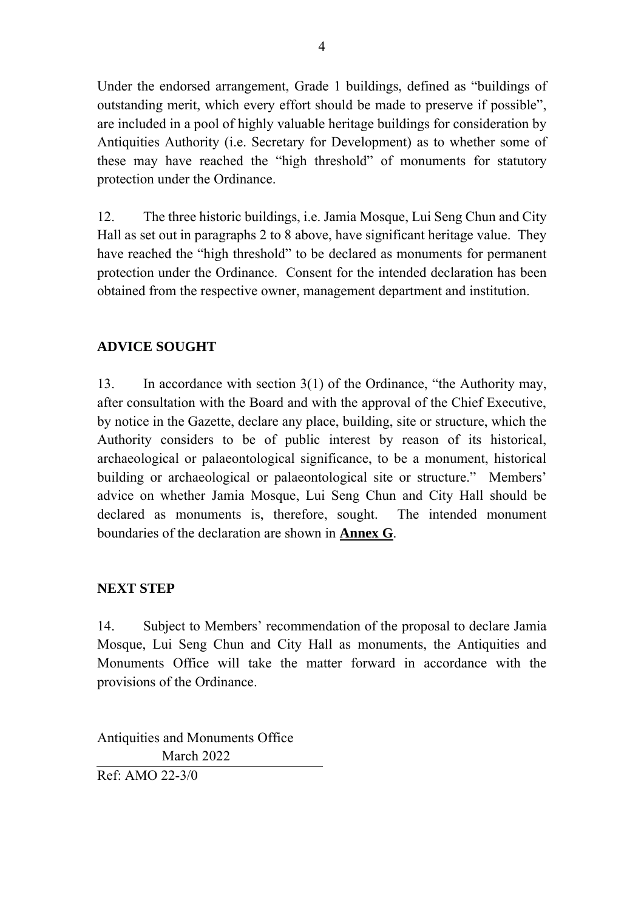Under the endorsed arrangement, Grade 1 buildings, defined as "buildings of outstanding merit, which every effort should be made to preserve if possible", are included in a pool of highly valuable heritage buildings for consideration by Antiquities Authority (i.e. Secretary for Development) as to whether some of these may have reached the "high threshold" of monuments for statutory protection under the Ordinance.

12. The three historic buildings, i.e. Jamia Mosque, Lui Seng Chun and City Hall as set out in paragraphs 2 to 8 above, have significant heritage value. They have reached the "high threshold" to be declared as monuments for permanent protection under the Ordinance. Consent for the intended declaration has been obtained from the respective owner, management department and institution.

## ADVICE SOUGHT

13. In accordance with section 3(1) of the Ordinance, "the Authority may, after consultation with the Board and with the approval of the Chief Executive, by notice in the Gazette, declare any place, building, site or structure, which the Authority considers to be of public interest by reason of its historical, archaeological or palaeontological significance, to be a monument, historical building or archaeological or palaeontological site or structure." Members' advice on whether Jamia Mosque, Lui Seng Chun and City Hall should be declared as monuments is, therefore, sought. The intended monument boundaries of the declaration are shown in **Annex G**.

## NEXT STEP

14. Subject to Members' recommendation of the proposal to declare Jamia Mosque, Lui Seng Chun and City Hall as monuments, the Antiquities and Monuments Office will take the matter forward in accordance with the provisions of the Ordinance.

Antiquities and Monuments Office
March 2022

Ref: AMO 22-3/0